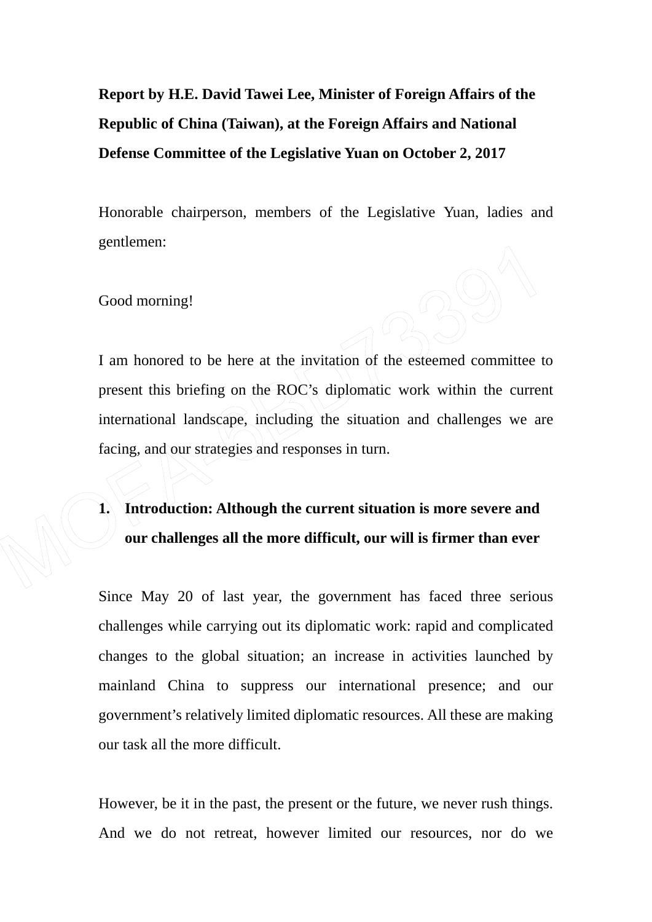**Report by H.E. David Tawei Lee, Minister of Foreign Affairs of the Republic of China (Taiwan), at the Foreign Affairs and National Defense Committee of the Legislative Yuan on October 2, 2017**

Honorable chairperson, members of the Legislative Yuan, ladies and gentlemen:

Good morning!

I am honored to be here at the invitation of the esteemed committee to present this briefing on the ROC's diplomatic work within the current international landscape, including the situation and challenges we are facing, and our strategies and responses in turn.

## 1. Introduction: Although the current situation is more severe and our challenges all the more difficult, our will is firmer than ever

Since May 20 of last year, the government has faced three serious challenges while carrying out its diplomatic work: rapid and complicated changes to the global situation; an increase in activities launched by mainland China to suppress our international presence; and our government's relatively limited diplomatic resources. All these are making our task all the more difficult.

However, be it in the past, the present or the future, we never rush things. And we do not retreat, however limited our resources, nor do we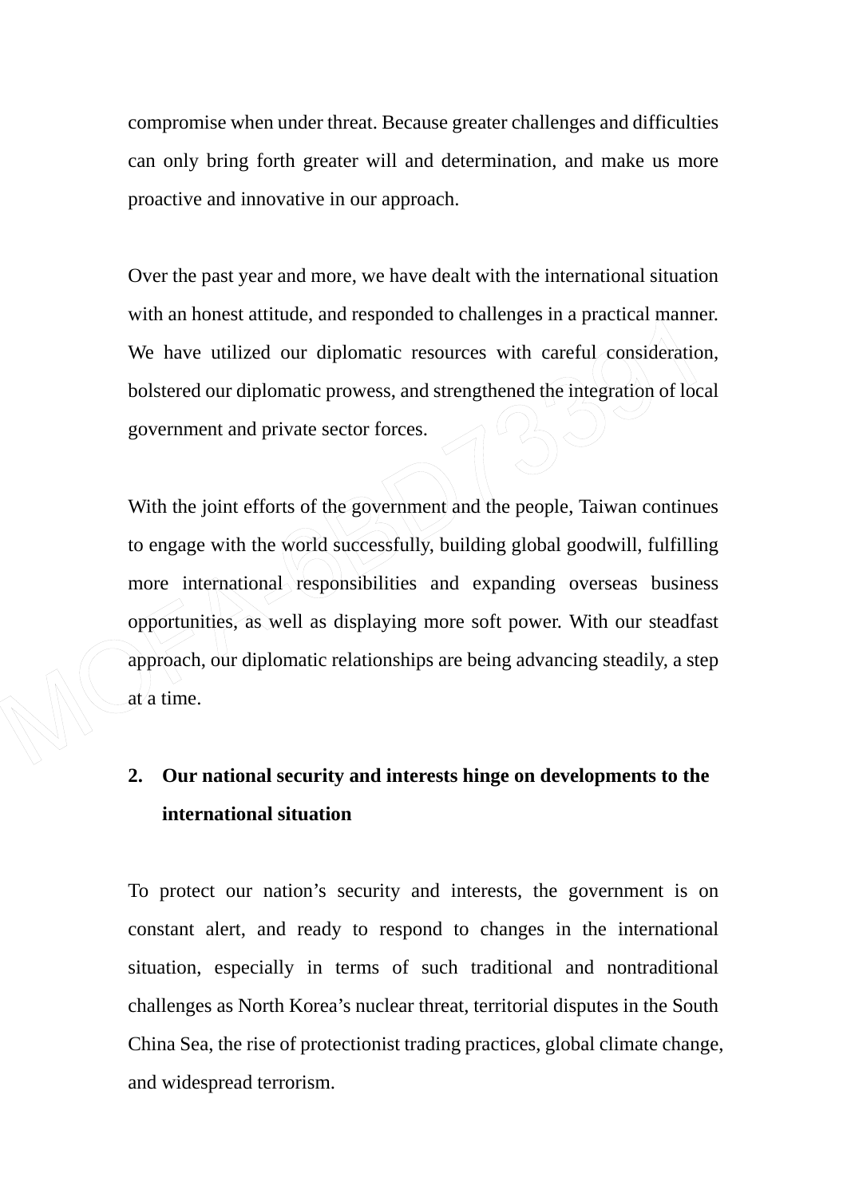compromise when under threat. Because greater challenges and difficulties can only bring forth greater will and determination, and make us more proactive and innovative in our approach.

Over the past year and more, we have dealt with the international situation with an honest attitude, and responded to challenges in a practical manner. We have utilized our diplomatic resources with careful consideration, bolstered our diplomatic prowess, and strengthened the integration of local government and private sector forces.

With the joint efforts of the government and the people, Taiwan continues to engage with the world successfully, building global goodwill, fulfilling more international responsibilities and expanding overseas business opportunities, as well as displaying more soft power. With our steadfast approach, our diplomatic relationships are being advancing steadily, a step at a time.

2. **Our national security and interests hinge on developments to the international situation**

To protect our nation's security and interests, the government is on constant alert, and ready to respond to changes in the international situation, especially in terms of such traditional and nontraditional challenges as North Korea's nuclear threat, territorial disputes in the South China Sea, the rise of protectionist trading practices, global climate change, and widespread terrorism.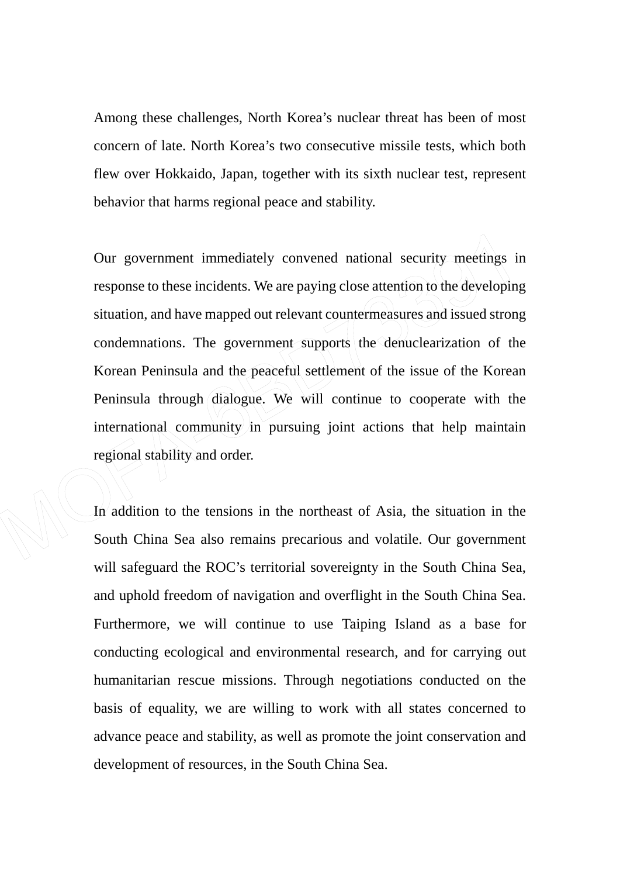Among these challenges, North Korea's nuclear threat has been of most concern of late. North Korea's two consecutive missile tests, which both flew over Hokkaido, Japan, together with its sixth nuclear test, represent behavior that harms regional peace and stability.

Our government immediately convened national security meetings in response to these incidents. We are paying close attention to the developing situation, and have mapped out relevant countermeasures and issued strong condemnations. The government supports the denuclearization of the Korean Peninsula and the peaceful settlement of the issue of the Korean Peninsula through dialogue. We will continue to cooperate with the international community in pursuing joint actions that help maintain regional stability and order.

In addition to the tensions in the northeast of Asia, the situation in the South China Sea also remains precarious and volatile. Our government will safeguard the ROC's territorial sovereignty in the South China Sea, and uphold freedom of navigation and overflight in the South China Sea. Furthermore, we will continue to use Taiping Island as a base for conducting ecological and environmental research, and for carrying out humanitarian rescue missions. Through negotiations conducted on the basis of equality, we are willing to work with all states concerned to advance peace and stability, as well as promote the joint conservation and development of resources, in the South China Sea.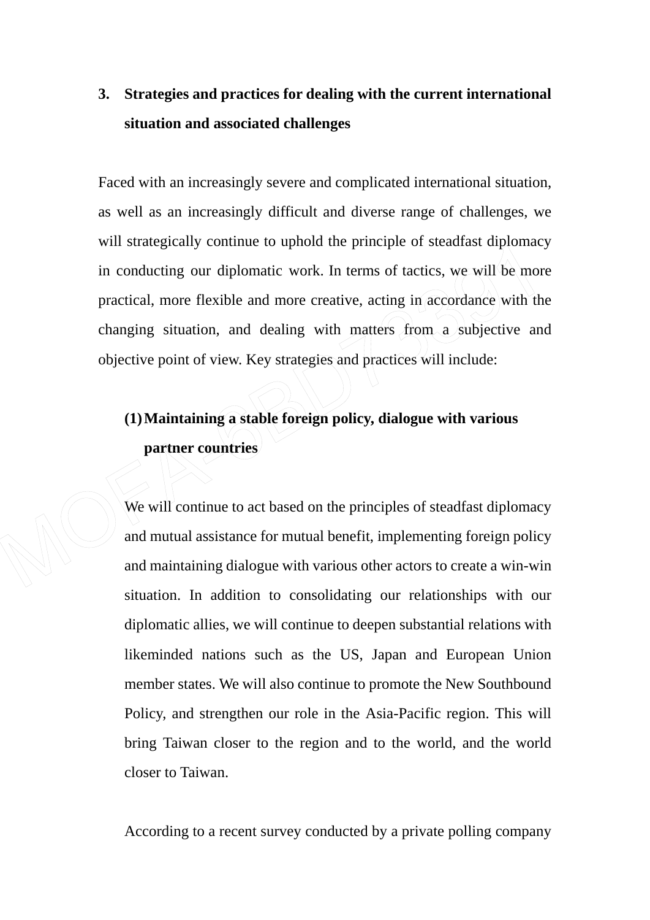## 3. Strategies and practices for dealing with the current international situation and associated challenges

Faced with an increasingly severe and complicated international situation, as well as an increasingly difficult and diverse range of challenges, we will strategically continue to uphold the principle of steadfast diplomacy in conducting our diplomatic work. In terms of tactics, we will be more practical, more flexible and more creative, acting in accordance with the changing situation, and dealing with matters from a subjective and objective point of view. Key strategies and practices will include:

### (1) Maintaining a stable foreign policy, dialogue with various partner countries

We will continue to act based on the principles of steadfast diplomacy and mutual assistance for mutual benefit, implementing foreign policy and maintaining dialogue with various other actors to create a win-win situation. In addition to consolidating our relationships with our diplomatic allies, we will continue to deepen substantial relations with likeminded nations such as the US, Japan and European Union member states. We will also continue to promote the New Southbound Policy, and strengthen our role in the Asia-Pacific region. This will bring Taiwan closer to the region and to the world, and the world closer to Taiwan.

According to a recent survey conducted by a private polling company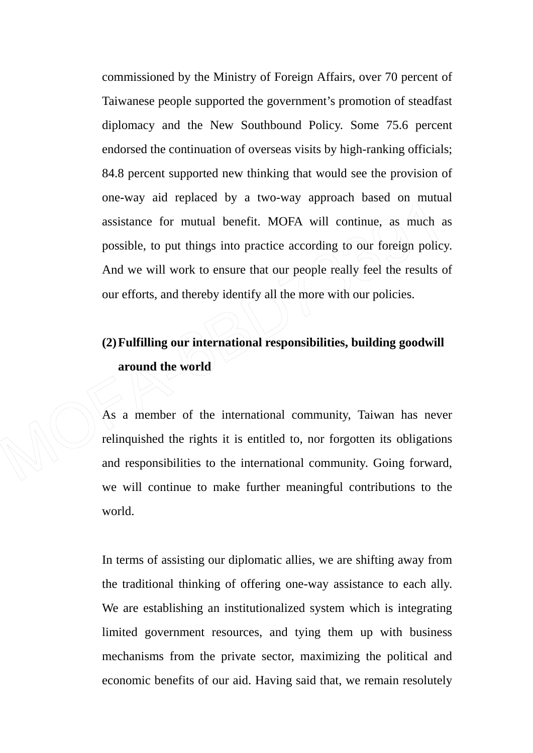commissioned by the Ministry of Foreign Affairs, over 70 percent of Taiwanese people supported the government's promotion of steadfast diplomacy and the New Southbound Policy. Some 75.6 percent endorsed the continuation of overseas visits by high-ranking officials; 84.8 percent supported new thinking that would see the provision of one-way aid replaced by a two-way approach based on mutual assistance for mutual benefit. MOFA will continue, as much as possible, to put things into practice according to our foreign policy. And we will work to ensure that our people really feel the results of our efforts, and thereby identify all the more with our policies.

**(2) Fulfilling our international responsibilities, building goodwill around the world**

As a member of the international community, Taiwan has never relinquished the rights it is entitled to, nor forgotten its obligations and responsibilities to the international community. Going forward, we will continue to make further meaningful contributions to the world.

In terms of assisting our diplomatic allies, we are shifting away from the traditional thinking of offering one-way assistance to each ally. We are establishing an institutionalized system which is integrating limited government resources, and tying them up with business mechanisms from the private sector, maximizing the political and economic benefits of our aid. Having said that, we remain resolutely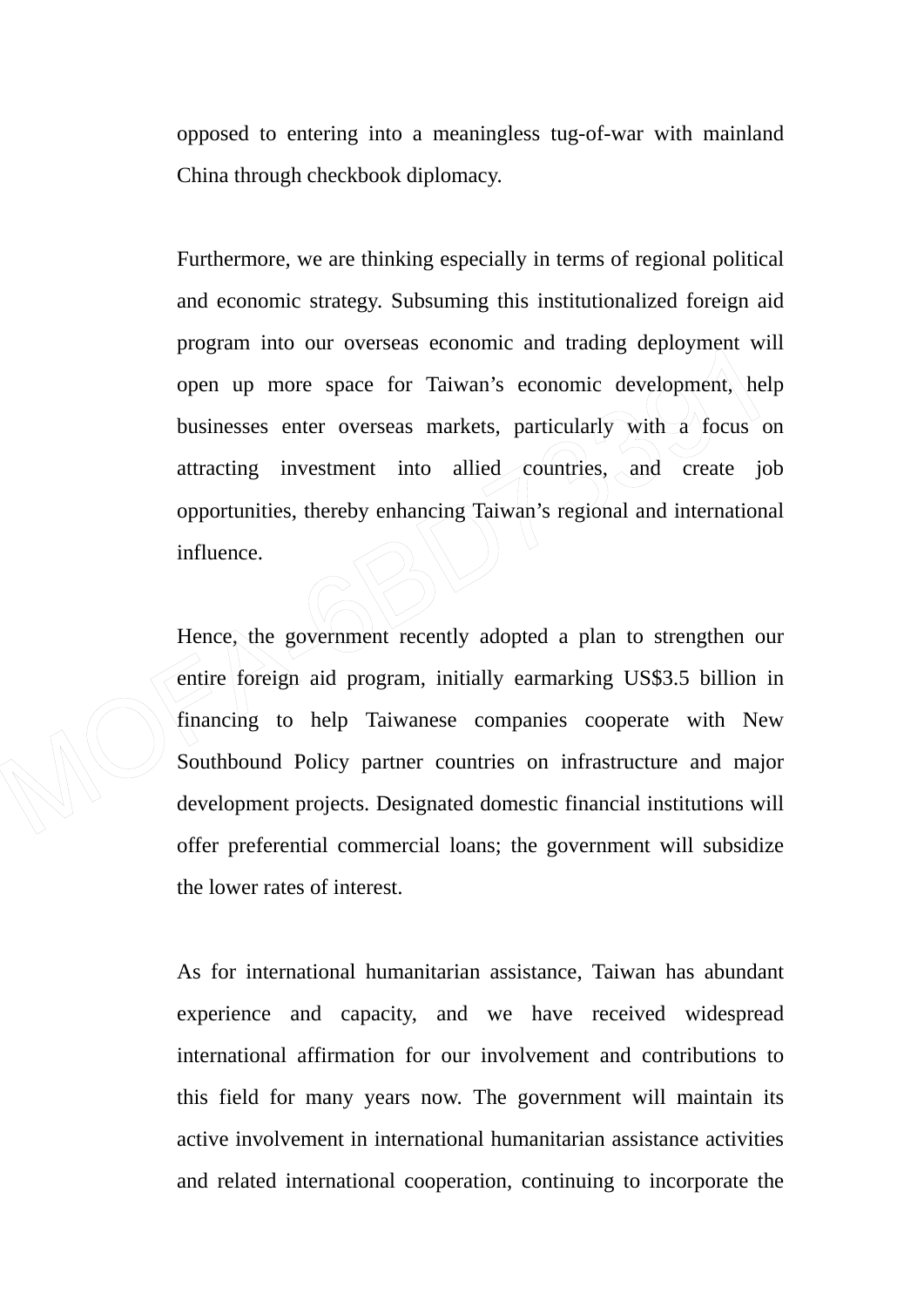opposed to entering into a meaningless tug-of-war with mainland China through checkbook diplomacy.

Furthermore, we are thinking especially in terms of regional political and economic strategy. Subsuming this institutionalized foreign aid program into our overseas economic and trading deployment will open up more space for Taiwan's economic development, help businesses enter overseas markets, particularly with a focus on attracting investment into allied countries, and create job opportunities, thereby enhancing Taiwan's regional and international influence.

Hence, the government recently adopted a plan to strengthen our entire foreign aid program, initially earmarking US$3.5 billion in financing to help Taiwanese companies cooperate with New Southbound Policy partner countries on infrastructure and major development projects. Designated domestic financial institutions will offer preferential commercial loans; the government will subsidize the lower rates of interest.

As for international humanitarian assistance, Taiwan has abundant experience and capacity, and we have received widespread international affirmation for our involvement and contributions to this field for many years now. The government will maintain its active involvement in international humanitarian assistance activities and related international cooperation, continuing to incorporate the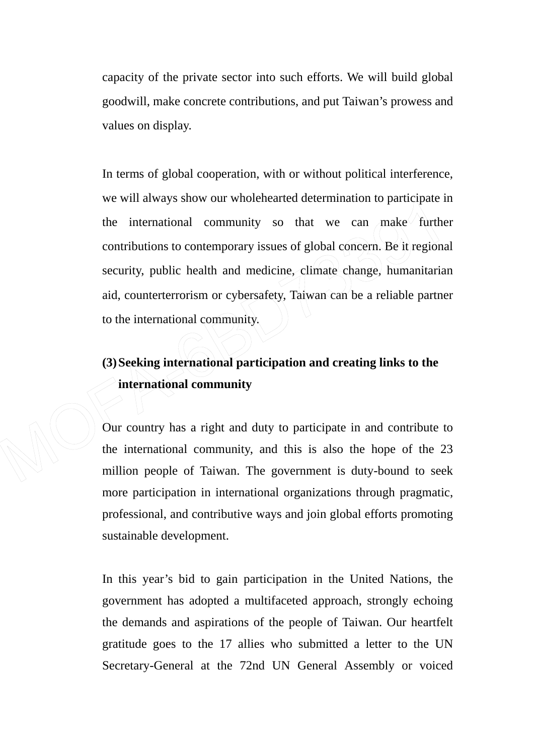capacity of the private sector into such efforts. We will build global goodwill, make concrete contributions, and put Taiwan's prowess and values on display.

In terms of global cooperation, with or without political interference, we will always show our wholehearted determination to participate in the international community so that we can make further contributions to contemporary issues of global concern. Be it regional security, public health and medicine, climate change, humanitarian aid, counterterrorism or cybersafety, Taiwan can be a reliable partner to the international community.

**(3) Seeking international participation and creating links to the international community**

Our country has a right and duty to participate in and contribute to the international community, and this is also the hope of the 23 million people of Taiwan. The government is duty-bound to seek more participation in international organizations through pragmatic, professional, and contributive ways and join global efforts promoting sustainable development.

In this year's bid to gain participation in the United Nations, the government has adopted a multifaceted approach, strongly echoing the demands and aspirations of the people of Taiwan. Our heartfelt gratitude goes to the 17 allies who submitted a letter to the UN Secretary-General at the 72nd UN General Assembly or voiced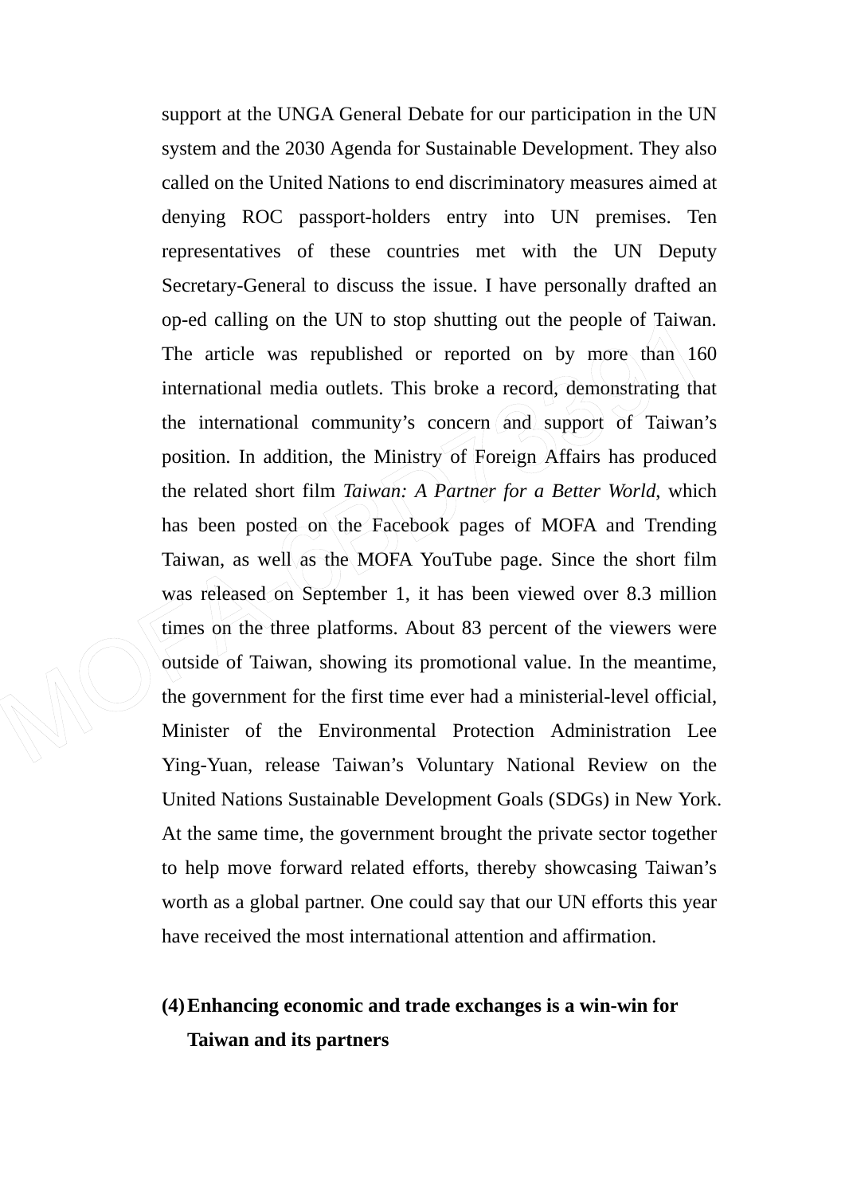support at the UNGA General Debate for our participation in the UN system and the 2030 Agenda for Sustainable Development. They also called on the United Nations to end discriminatory measures aimed at denying ROC passport-holders entry into UN premises. Ten representatives of these countries met with the UN Deputy Secretary-General to discuss the issue. I have personally drafted an op-ed calling on the UN to stop shutting out the people of Taiwan. The article was republished or reported on by more than 160 international media outlets. This broke a record, demonstrating that the international community's concern and support of Taiwan's position. In addition, the Ministry of Foreign Affairs has produced the related short film *Taiwan: A Partner for a Better World*, which has been posted on the Facebook pages of MOFA and Trending Taiwan, as well as the MOFA YouTube page. Since the short film was released on September 1, it has been viewed over 8.3 million times on the three platforms. About 83 percent of the viewers were outside of Taiwan, showing its promotional value. In the meantime, the government for the first time ever had a ministerial-level official, Minister of the Environmental Protection Administration Lee Ying-Yuan, release Taiwan's Voluntary National Review on the United Nations Sustainable Development Goals (SDGs) in New York. At the same time, the government brought the private sector together to help move forward related efforts, thereby showcasing Taiwan's worth as a global partner. One could say that our UN efforts this year have received the most international attention and affirmation.

**(4) Enhancing economic and trade exchanges is a win-win for Taiwan and its partners**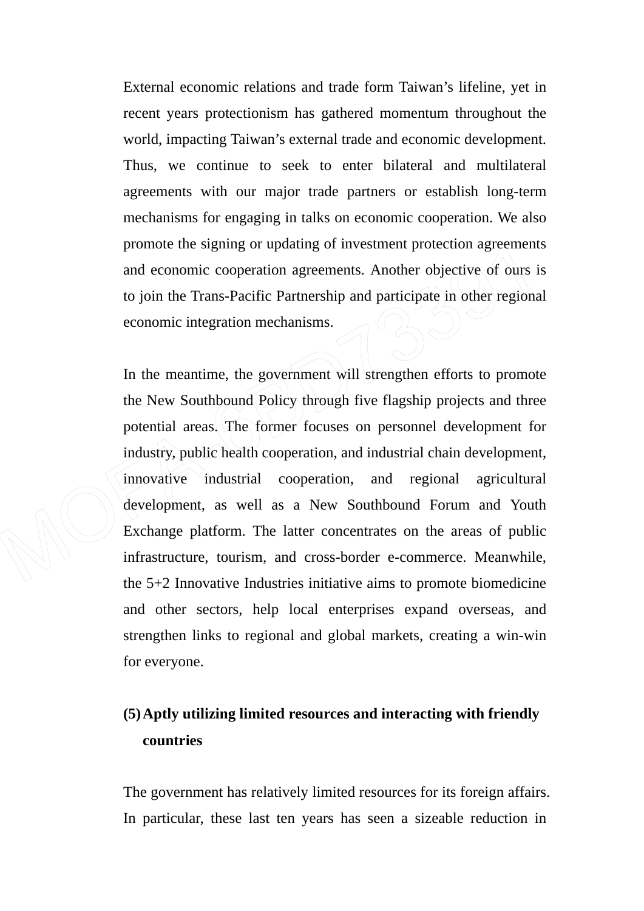External economic relations and trade form Taiwan's lifeline, yet in recent years protectionism has gathered momentum throughout the world, impacting Taiwan's external trade and economic development. Thus, we continue to seek to enter bilateral and multilateral agreements with our major trade partners or establish long-term mechanisms for engaging in talks on economic cooperation. We also promote the signing or updating of investment protection agreements and economic cooperation agreements. Another objective of ours is to join the Trans-Pacific Partnership and participate in other regional economic integration mechanisms.

In the meantime, the government will strengthen efforts to promote the New Southbound Policy through five flagship projects and three potential areas. The former focuses on personnel development for industry, public health cooperation, and industrial chain development, innovative industrial cooperation, and regional agricultural development, as well as a New Southbound Forum and Youth Exchange platform. The latter concentrates on the areas of public infrastructure, tourism, and cross-border e-commerce. Meanwhile, the 5+2 Innovative Industries initiative aims to promote biomedicine and other sectors, help local enterprises expand overseas, and strengthen links to regional and global markets, creating a win-win for everyone.

**(5) Aptly utilizing limited resources and interacting with friendly countries**

The government has relatively limited resources for its foreign affairs. In particular, these last ten years has seen a sizeable reduction in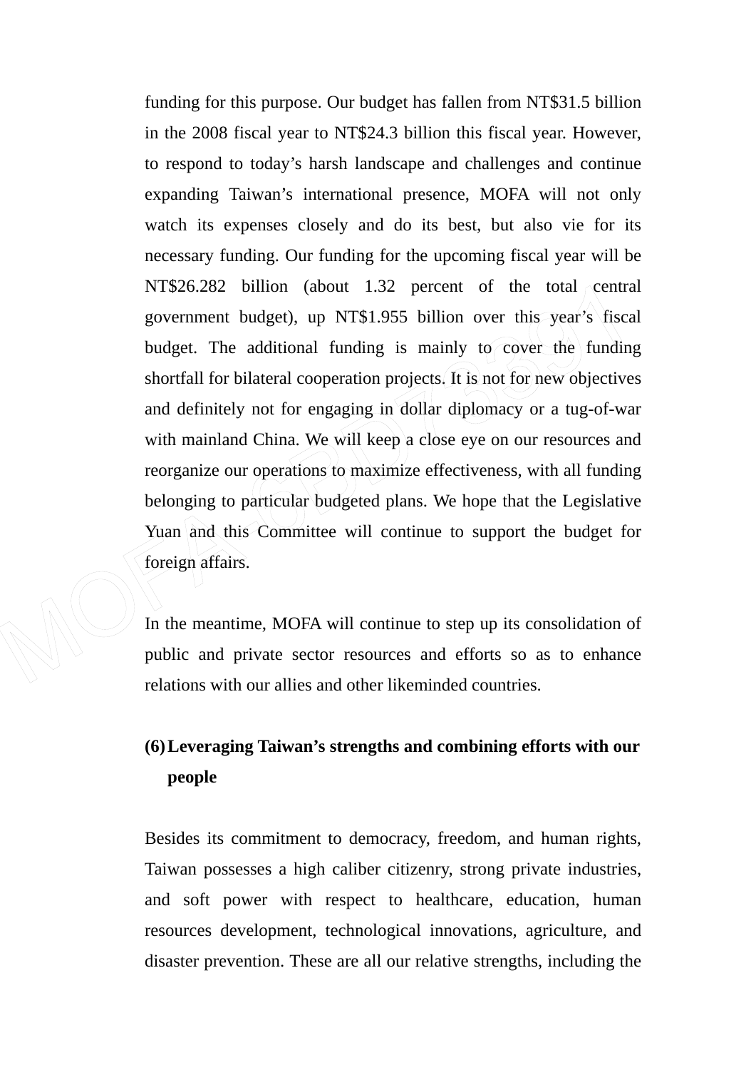funding for this purpose. Our budget has fallen from NT$31.5 billion in the 2008 fiscal year to NT$24.3 billion this fiscal year. However, to respond to today's harsh landscape and challenges and continue expanding Taiwan's international presence, MOFA will not only watch its expenses closely and do its best, but also vie for its necessary funding. Our funding for the upcoming fiscal year will be NT$26.282 billion (about 1.32 percent of the total central government budget), up NT$1.955 billion over this year's fiscal budget. The additional funding is mainly to cover the funding shortfall for bilateral cooperation projects. It is not for new objectives and definitely not for engaging in dollar diplomacy or a tug-of-war with mainland China. We will keep a close eye on our resources and reorganize our operations to maximize effectiveness, with all funding belonging to particular budgeted plans. We hope that the Legislative Yuan and this Committee will continue to support the budget for foreign affairs.

In the meantime, MOFA will continue to step up its consolidation of public and private sector resources and efforts so as to enhance relations with our allies and other likeminded countries.

**(6) Leveraging Taiwan's strengths and combining efforts with our people**

Besides its commitment to democracy, freedom, and human rights, Taiwan possesses a high caliber citizenry, strong private industries, and soft power with respect to healthcare, education, human resources development, technological innovations, agriculture, and disaster prevention. These are all our relative strengths, including the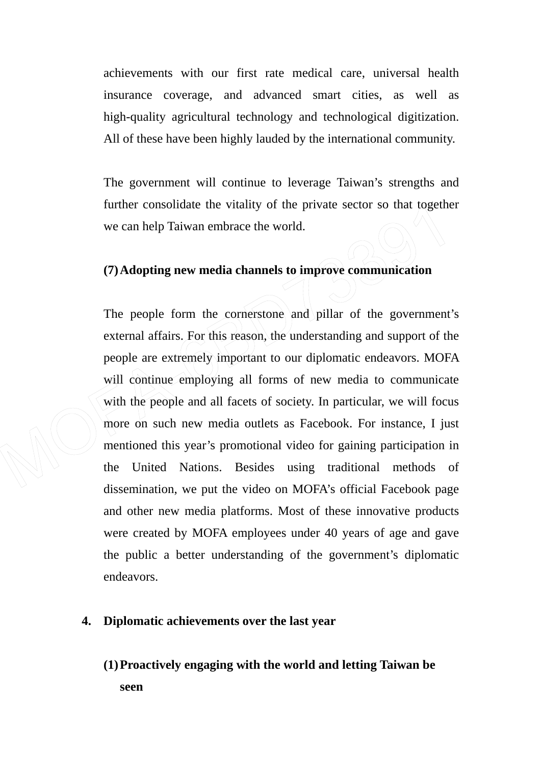achievements with our first rate medical care, universal health insurance coverage, and advanced smart cities, as well as high-quality agricultural technology and technological digitization. All of these have been highly lauded by the international community.

The government will continue to leverage Taiwan's strengths and further consolidate the vitality of the private sector so that together we can help Taiwan embrace the world.

**(7) Adopting new media channels to improve communication**

The people form the cornerstone and pillar of the government's external affairs. For this reason, the understanding and support of the people are extremely important to our diplomatic endeavors. MOFA will continue employing all forms of new media to communicate with the people and all facets of society. In particular, we will focus more on such new media outlets as Facebook. For instance, I just mentioned this year's promotional video for gaining participation in the United Nations. Besides using traditional methods of dissemination, we put the video on MOFA's official Facebook page and other new media platforms. Most of these innovative products were created by MOFA employees under 40 years of age and gave the public a better understanding of the government's diplomatic endeavors.

**4. Diplomatic achievements over the last year**

**(1) Proactively engaging with the world and letting Taiwan be seen**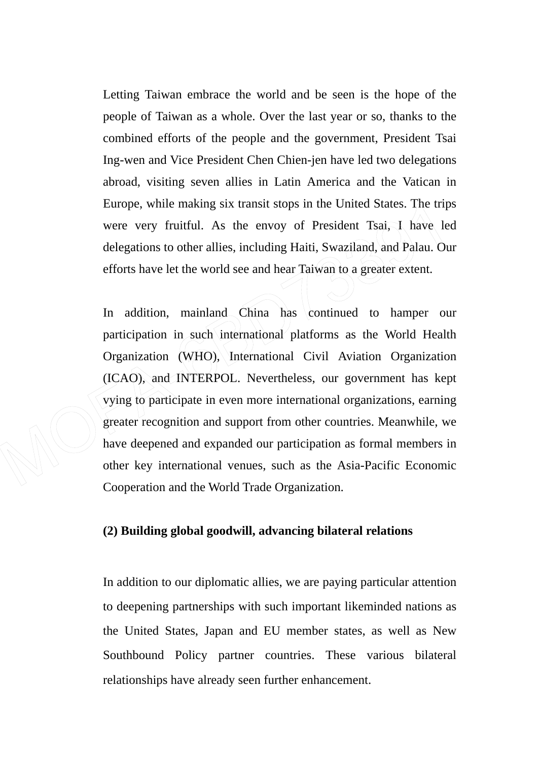Letting Taiwan embrace the world and be seen is the hope of the people of Taiwan as a whole. Over the last year or so, thanks to the combined efforts of the people and the government, President Tsai Ing-wen and Vice President Chen Chien-jen have led two delegations abroad, visiting seven allies in Latin America and the Vatican in Europe, while making six transit stops in the United States. The trips were very fruitful. As the envoy of President Tsai, I have led delegations to other allies, including Haiti, Swaziland, and Palau. Our efforts have let the world see and hear Taiwan to a greater extent.

In addition, mainland China has continued to hamper our participation in such international platforms as the World Health Organization (WHO), International Civil Aviation Organization (ICAO), and INTERPOL. Nevertheless, our government has kept vying to participate in even more international organizations, earning greater recognition and support from other countries. Meanwhile, we have deepened and expanded our participation as formal members in other key international venues, such as the Asia-Pacific Economic Cooperation and the World Trade Organization.

**(2) Building global goodwill, advancing bilateral relations**

In addition to our diplomatic allies, we are paying particular attention to deepening partnerships with such important likeminded nations as the United States, Japan and EU member states, as well as New Southbound Policy partner countries. These various bilateral relationships have already seen further enhancement.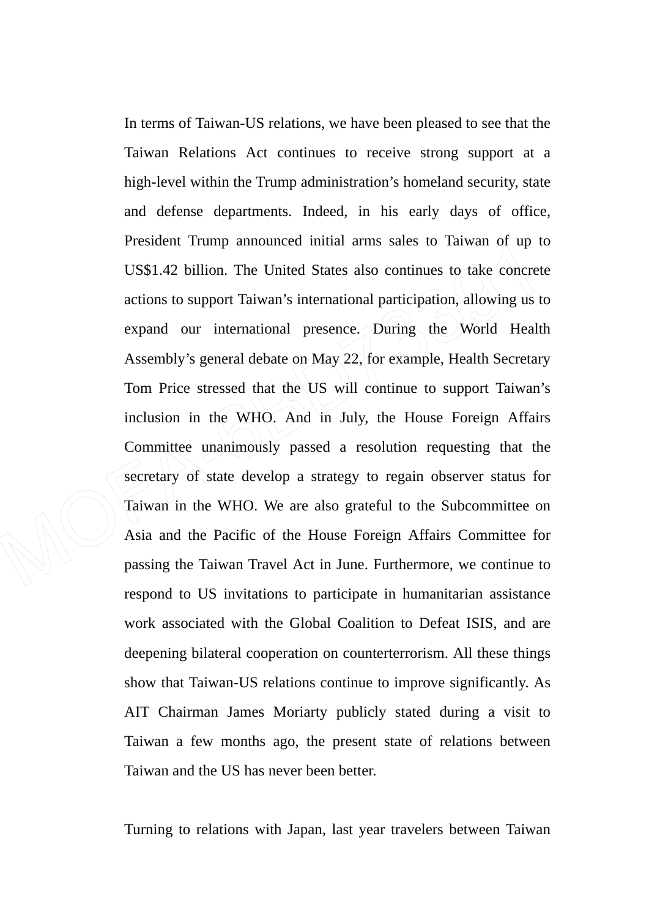In terms of Taiwan-US relations, we have been pleased to see that the Taiwan Relations Act continues to receive strong support at a high-level within the Trump administration's homeland security, state and defense departments. Indeed, in his early days of office, President Trump announced initial arms sales to Taiwan of up to US$1.42 billion. The United States also continues to take concrete actions to support Taiwan's international participation, allowing us to expand our international presence. During the World Health Assembly's general debate on May 22, for example, Health Secretary Tom Price stressed that the US will continue to support Taiwan's inclusion in the WHO. And in July, the House Foreign Affairs Committee unanimously passed a resolution requesting that the secretary of state develop a strategy to regain observer status for Taiwan in the WHO. We are also grateful to the Subcommittee on Asia and the Pacific of the House Foreign Affairs Committee for passing the Taiwan Travel Act in June. Furthermore, we continue to respond to US invitations to participate in humanitarian assistance work associated with the Global Coalition to Defeat ISIS, and are deepening bilateral cooperation on counterterrorism. All these things show that Taiwan-US relations continue to improve significantly. As AIT Chairman James Moriarty publicly stated during a visit to Taiwan a few months ago, the present state of relations between Taiwan and the US has never been better.

Turning to relations with Japan, last year travelers between Taiwan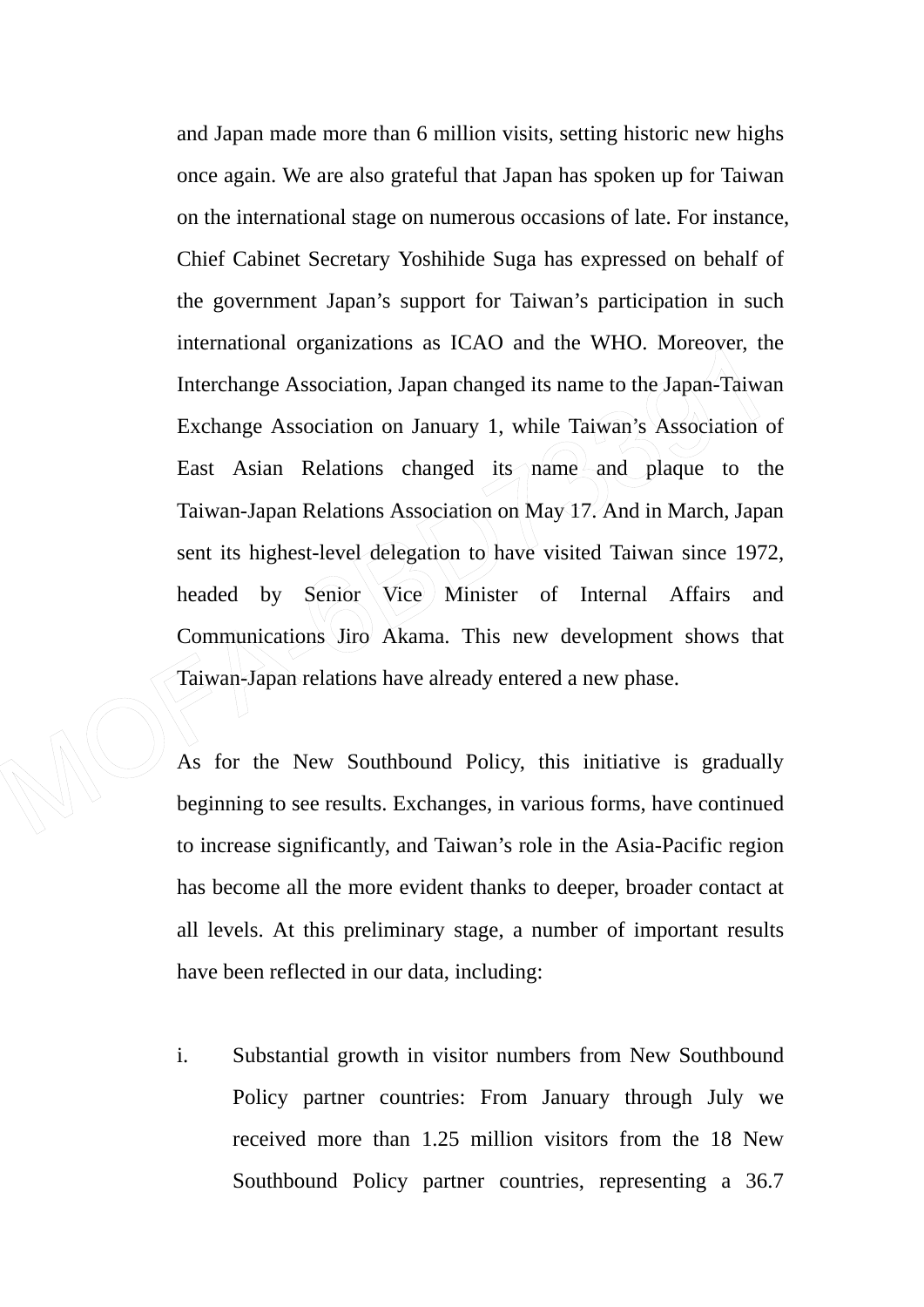and Japan made more than 6 million visits, setting historic new highs once again. We are also grateful that Japan has spoken up for Taiwan on the international stage on numerous occasions of late. For instance, Chief Cabinet Secretary Yoshihide Suga has expressed on behalf of the government Japan's support for Taiwan's participation in such international organizations as ICAO and the WHO. Moreover, the Interchange Association, Japan changed its name to the Japan-Taiwan Exchange Association on January 1, while Taiwan's Association of East Asian Relations changed its name and plaque to the Taiwan-Japan Relations Association on May 17. And in March, Japan sent its highest-level delegation to have visited Taiwan since 1972, headed by Senior Vice Minister of Internal Affairs and Communications Jiro Akama. This new development shows that Taiwan-Japan relations have already entered a new phase.

As for the New Southbound Policy, this initiative is gradually beginning to see results. Exchanges, in various forms, have continued to increase significantly, and Taiwan's role in the Asia-Pacific region has become all the more evident thanks to deeper, broader contact at all levels. At this preliminary stage, a number of important results have been reflected in our data, including:

i. Substantial growth in visitor numbers from New Southbound Policy partner countries: From January through July we received more than 1.25 million visitors from the 18 New Southbound Policy partner countries, representing a 36.7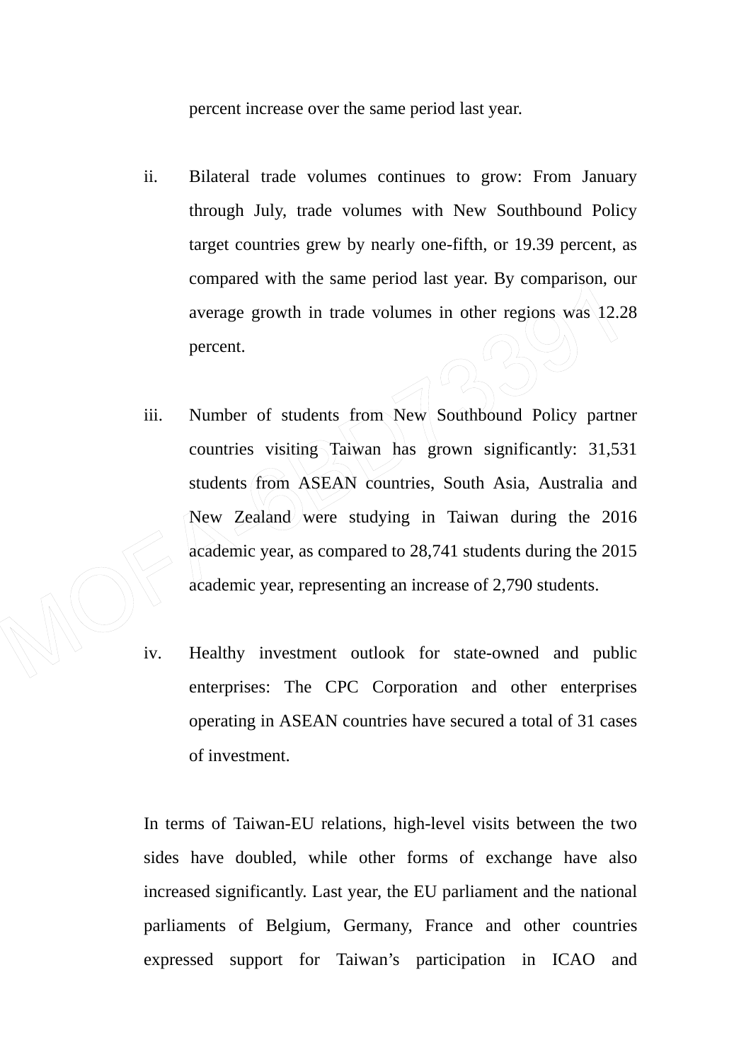percent increase over the same period last year.

ii. Bilateral trade volumes continues to grow: From January through July, trade volumes with New Southbound Policy target countries grew by nearly one-fifth, or 19.39 percent, as compared with the same period last year. By comparison, our average growth in trade volumes in other regions was 12.28 percent.

iii. Number of students from New Southbound Policy partner countries visiting Taiwan has grown significantly: 31,531 students from ASEAN countries, South Asia, Australia and New Zealand were studying in Taiwan during the 2016 academic year, as compared to 28,741 students during the 2015 academic year, representing an increase of 2,790 students.

iv. Healthy investment outlook for state-owned and public enterprises: The CPC Corporation and other enterprises operating in ASEAN countries have secured a total of 31 cases of investment.

In terms of Taiwan-EU relations, high-level visits between the two sides have doubled, while other forms of exchange have also increased significantly. Last year, the EU parliament and the national parliaments of Belgium, Germany, France and other countries expressed support for Taiwan's participation in ICAO and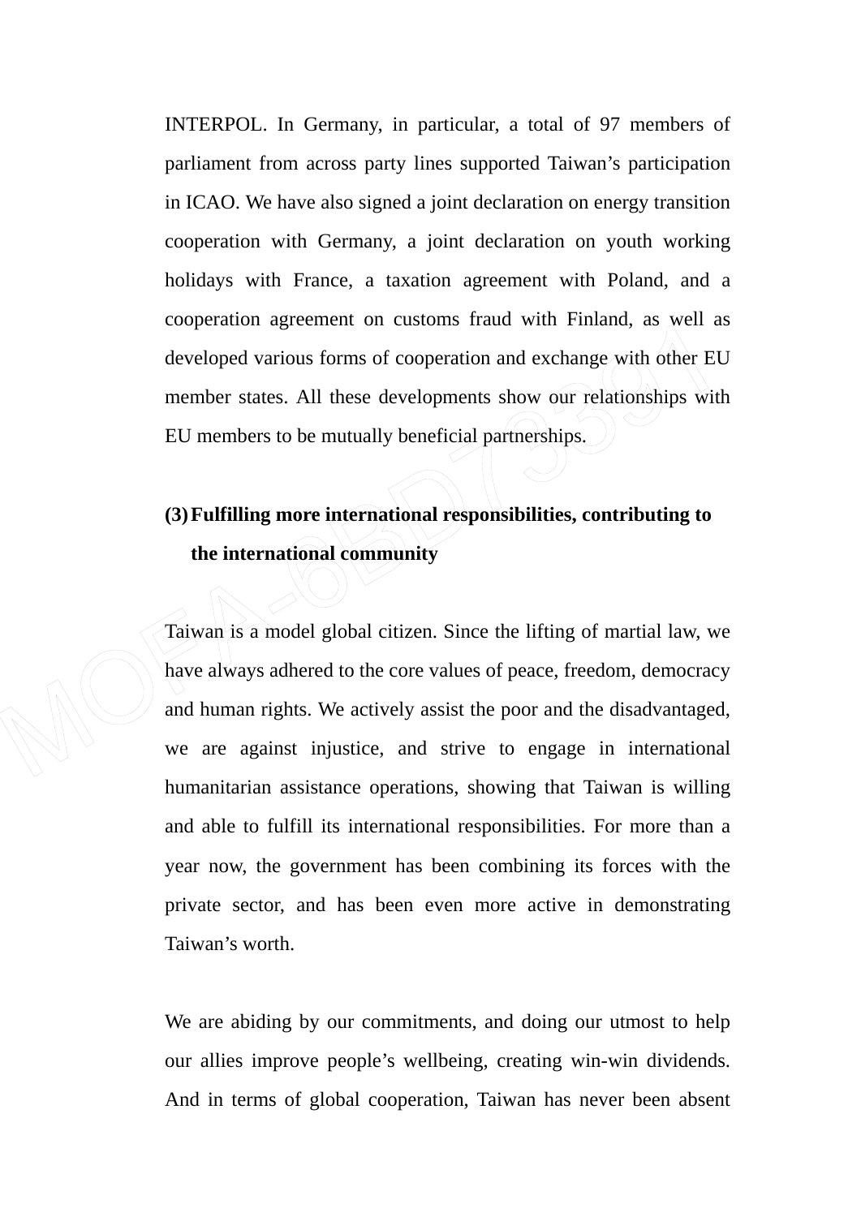INTERPOL. In Germany, in particular, a total of 97 members of parliament from across party lines supported Taiwan's participation in ICAO. We have also signed a joint declaration on energy transition cooperation with Germany, a joint declaration on youth working holidays with France, a taxation agreement with Poland, and a cooperation agreement on customs fraud with Finland, as well as developed various forms of cooperation and exchange with other EU member states. All these developments show our relationships with EU members to be mutually beneficial partnerships.

**(3) Fulfilling more international responsibilities, contributing to the international community**

Taiwan is a model global citizen. Since the lifting of martial law, we have always adhered to the core values of peace, freedom, democracy and human rights. We actively assist the poor and the disadvantaged, we are against injustice, and strive to engage in international humanitarian assistance operations, showing that Taiwan is willing and able to fulfill its international responsibilities. For more than a year now, the government has been combining its forces with the private sector, and has been even more active in demonstrating Taiwan's worth.

We are abiding by our commitments, and doing our utmost to help our allies improve people's wellbeing, creating win-win dividends. And in terms of global cooperation, Taiwan has never been absent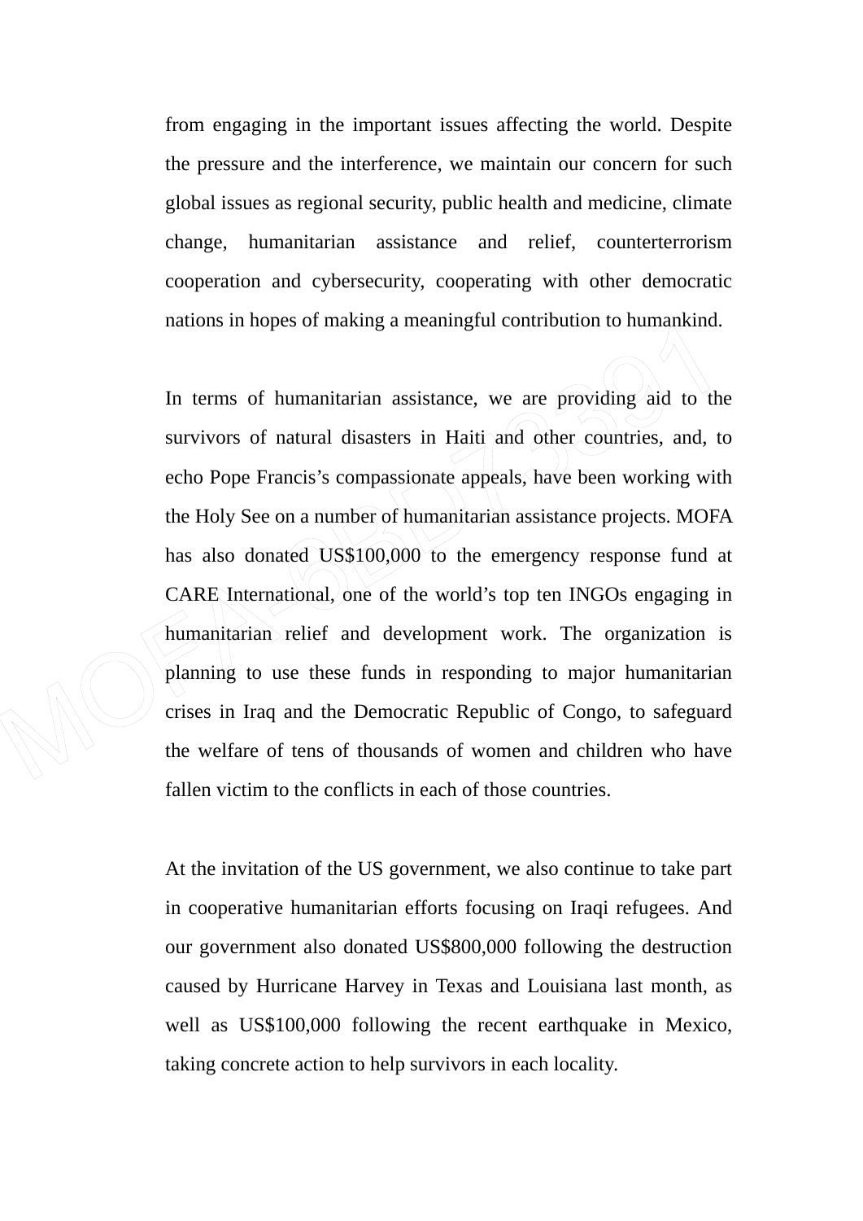from engaging in the important issues affecting the world. Despite the pressure and the interference, we maintain our concern for such global issues as regional security, public health and medicine, climate change, humanitarian assistance and relief, counterterrorism cooperation and cybersecurity, cooperating with other democratic nations in hopes of making a meaningful contribution to humankind.

In terms of humanitarian assistance, we are providing aid to the survivors of natural disasters in Haiti and other countries, and, to echo Pope Francis's compassionate appeals, have been working with the Holy See on a number of humanitarian assistance projects. MOFA has also donated US$100,000 to the emergency response fund at CARE International, one of the world's top ten INGOs engaging in humanitarian relief and development work. The organization is planning to use these funds in responding to major humanitarian crises in Iraq and the Democratic Republic of Congo, to safeguard the welfare of tens of thousands of women and children who have fallen victim to the conflicts in each of those countries.

At the invitation of the US government, we also continue to take part in cooperative humanitarian efforts focusing on Iraqi refugees. And our government also donated US$800,000 following the destruction caused by Hurricane Harvey in Texas and Louisiana last month, as well as US$100,000 following the recent earthquake in Mexico, taking concrete action to help survivors in each locality.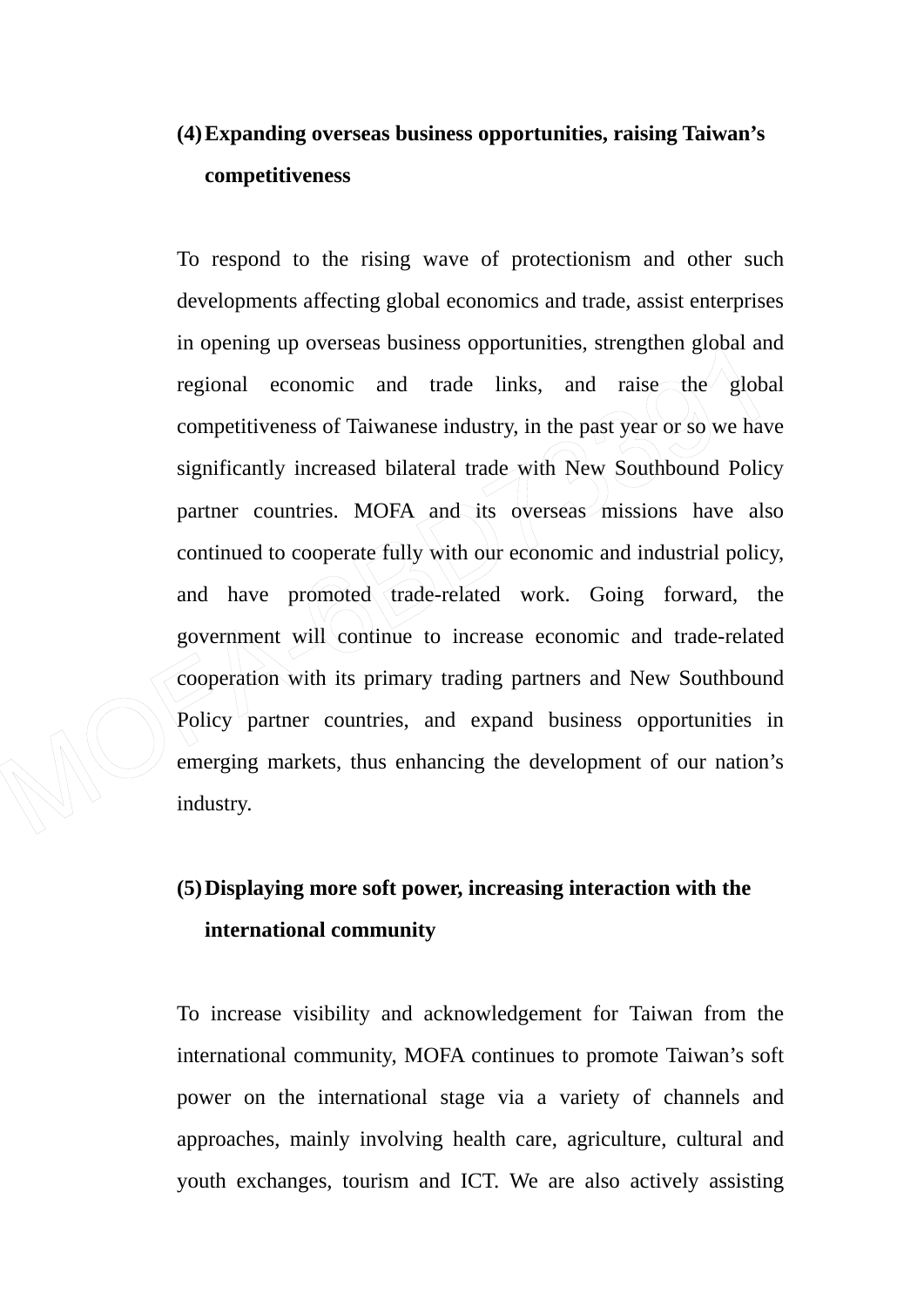**(4) Expanding overseas business opportunities, raising Taiwan's competitiveness**

To respond to the rising wave of protectionism and other such developments affecting global economics and trade, assist enterprises in opening up overseas business opportunities, strengthen global and regional economic and trade links, and raise the global competitiveness of Taiwanese industry, in the past year or so we have significantly increased bilateral trade with New Southbound Policy partner countries. MOFA and its overseas missions have also continued to cooperate fully with our economic and industrial policy, and have promoted trade-related work. Going forward, the government will continue to increase economic and trade-related cooperation with its primary trading partners and New Southbound Policy partner countries, and expand business opportunities in emerging markets, thus enhancing the development of our nation's industry.

**(5) Displaying more soft power, increasing interaction with the international community**

To increase visibility and acknowledgement for Taiwan from the international community, MOFA continues to promote Taiwan's soft power on the international stage via a variety of channels and approaches, mainly involving health care, agriculture, cultural and youth exchanges, tourism and ICT. We are also actively assisting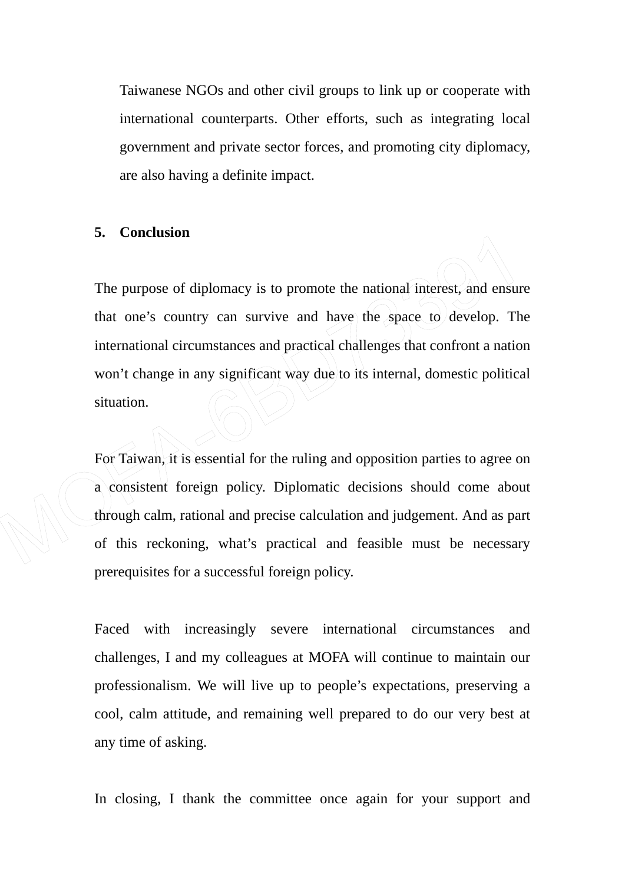Taiwanese NGOs and other civil groups to link up or cooperate with international counterparts. Other efforts, such as integrating local government and private sector forces, and promoting city diplomacy, are also having a definite impact.

## 5. Conclusion

The purpose of diplomacy is to promote the national interest, and ensure that one's country can survive and have the space to develop. The international circumstances and practical challenges that confront a nation won't change in any significant way due to its internal, domestic political situation.

For Taiwan, it is essential for the ruling and opposition parties to agree on a consistent foreign policy. Diplomatic decisions should come about through calm, rational and precise calculation and judgement. And as part of this reckoning, what's practical and feasible must be necessary prerequisites for a successful foreign policy.

Faced with increasingly severe international circumstances and challenges, I and my colleagues at MOFA will continue to maintain our professionalism. We will live up to people's expectations, preserving a cool, calm attitude, and remaining well prepared to do our very best at any time of asking.

In closing, I thank the committee once again for your support and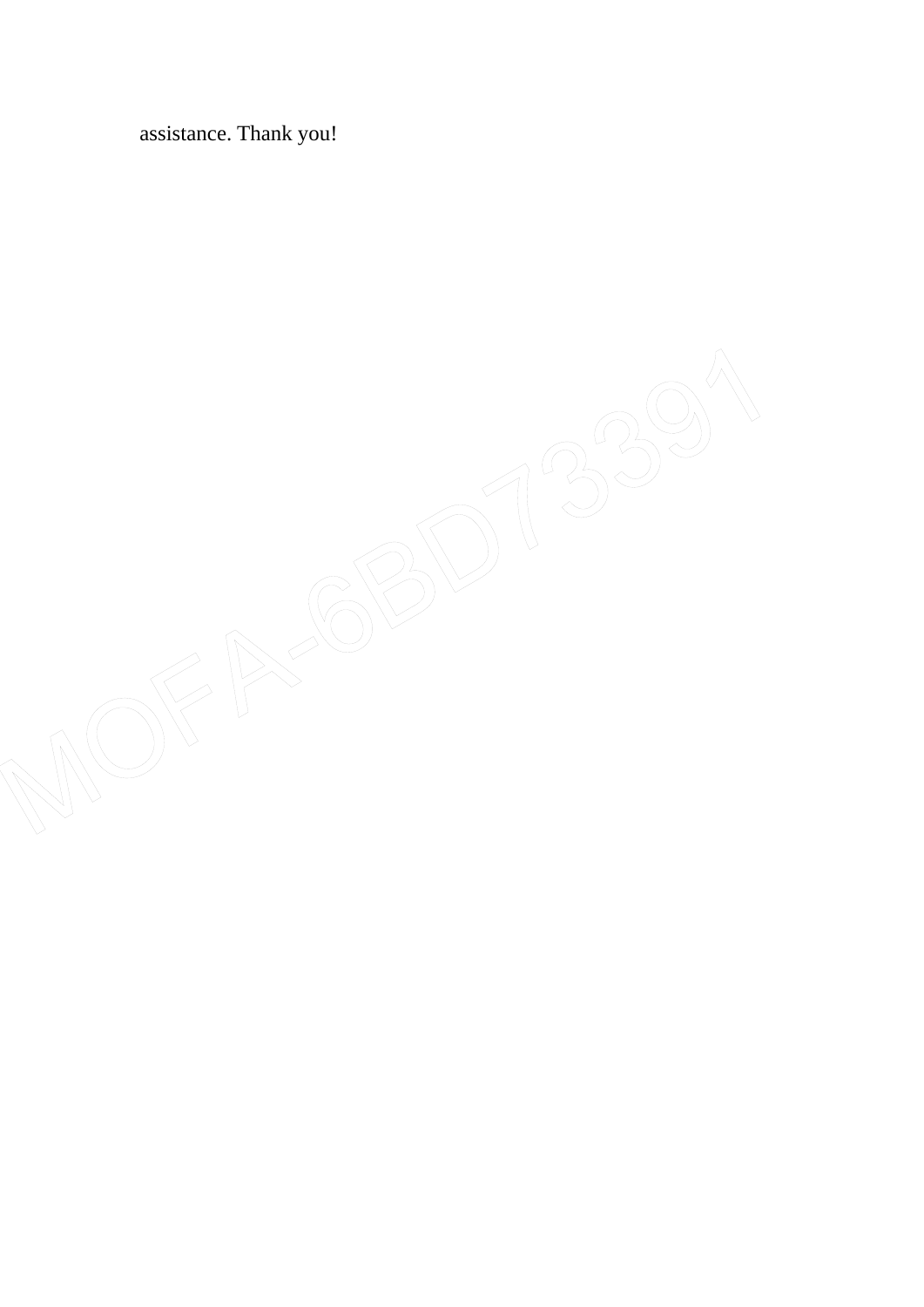assistance. Thank you!